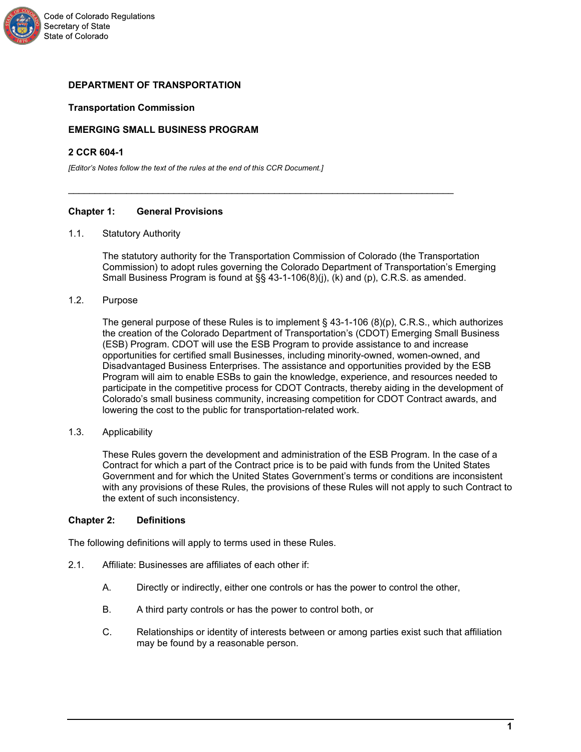**DEPARTMENT OF TRANSPORTATION**

**Transportation Commission**

**EMERGING SMALL BUSINESS PROGRAM**

**2 CCR 604-1**

*[Editor's Notes follow the text of the rules at the end of this CCR Document.]*

---

## Chapter 1: General Provisions

1.1. Statutory Authority

The statutory authority for the Transportation Commission of Colorado (the Transportation Commission) to adopt rules governing the Colorado Department of Transportation's Emerging Small Business Program is found at §§ 43-1-106(8)(j), (k) and (p), C.R.S. as amended.

1.2. Purpose

The general purpose of these Rules is to implement § 43-1-106 (8)(p), C.R.S., which authorizes the creation of the Colorado Department of Transportation's (CDOT) Emerging Small Business (ESB) Program. CDOT will use the ESB Program to provide assistance to and increase opportunities for certified small Businesses, including minority-owned, women-owned, and Disadvantaged Business Enterprises. The assistance and opportunities provided by the ESB Program will aim to enable ESBs to gain the knowledge, experience, and resources needed to participate in the competitive process for CDOT Contracts, thereby aiding in the development of Colorado's small business community, increasing competition for CDOT Contract awards, and lowering the cost to the public for transportation-related work.

1.3. Applicability

These Rules govern the development and administration of the ESB Program. In the case of a Contract for which a part of the Contract price is to be paid with funds from the United States Government and for which the United States Government's terms or conditions are inconsistent with any provisions of these Rules, the provisions of these Rules will not apply to such Contract to the extent of such inconsistency.

## Chapter 2: Definitions

The following definitions will apply to terms used in these Rules.

2.1. Affiliate: Businesses are affiliates of each other if:

A. Directly or indirectly, either one controls or has the power to control the other,

B. A third party controls or has the power to control both, or

C. Relationships or identity of interests between or among parties exist such that affiliation may be found by a reasonable person.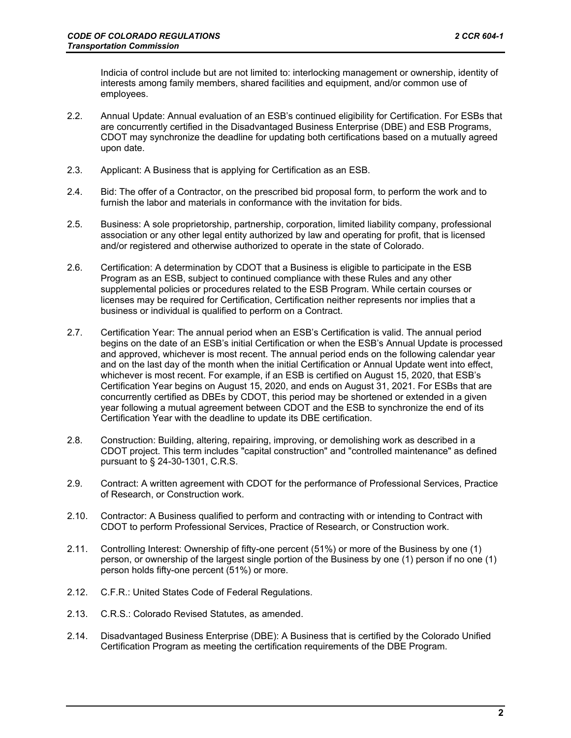Indicia of control include but are not limited to: interlocking management or ownership, identity of interests among family members, shared facilities and equipment, and/or common use of employees.

2.2. Annual Update: Annual evaluation of an ESB's continued eligibility for Certification. For ESBs that are concurrently certified in the Disadvantaged Business Enterprise (DBE) and ESB Programs, CDOT may synchronize the deadline for updating both certifications based on a mutually agreed upon date.

2.3. Applicant: A Business that is applying for Certification as an ESB.

2.4. Bid: The offer of a Contractor, on the prescribed bid proposal form, to perform the work and to furnish the labor and materials in conformance with the invitation for bids.

2.5. Business: A sole proprietorship, partnership, corporation, limited liability company, professional association or any other legal entity authorized by law and operating for profit, that is licensed and/or registered and otherwise authorized to operate in the state of Colorado.

2.6. Certification: A determination by CDOT that a Business is eligible to participate in the ESB Program as an ESB, subject to continued compliance with these Rules and any other supplemental policies or procedures related to the ESB Program. While certain courses or licenses may be required for Certification, Certification neither represents nor implies that a business or individual is qualified to perform on a Contract.

2.7. Certification Year: The annual period when an ESB's Certification is valid. The annual period begins on the date of an ESB's initial Certification or when the ESB's Annual Update is processed and approved, whichever is most recent. The annual period ends on the following calendar year and on the last day of the month when the initial Certification or Annual Update went into effect, whichever is most recent. For example, if an ESB is certified on August 15, 2020, that ESB's Certification Year begins on August 15, 2020, and ends on August 31, 2021. For ESBs that are concurrently certified as DBEs by CDOT, this period may be shortened or extended in a given year following a mutual agreement between CDOT and the ESB to synchronize the end of its Certification Year with the deadline to update its DBE certification.

2.8. Construction: Building, altering, repairing, improving, or demolishing work as described in a CDOT project. This term includes "capital construction" and "controlled maintenance" as defined pursuant to § 24-30-1301, C.R.S.

2.9. Contract: A written agreement with CDOT for the performance of Professional Services, Practice of Research, or Construction work.

2.10. Contractor: A Business qualified to perform and contracting with or intending to Contract with CDOT to perform Professional Services, Practice of Research, or Construction work.

2.11. Controlling Interest: Ownership of fifty-one percent (51%) or more of the Business by one (1) person, or ownership of the largest single portion of the Business by one (1) person if no one (1) person holds fifty-one percent (51%) or more.

2.12. C.F.R.: United States Code of Federal Regulations.

2.13. C.R.S.: Colorado Revised Statutes, as amended.

2.14. Disadvantaged Business Enterprise (DBE): A Business that is certified by the Colorado Unified Certification Program as meeting the certification requirements of the DBE Program.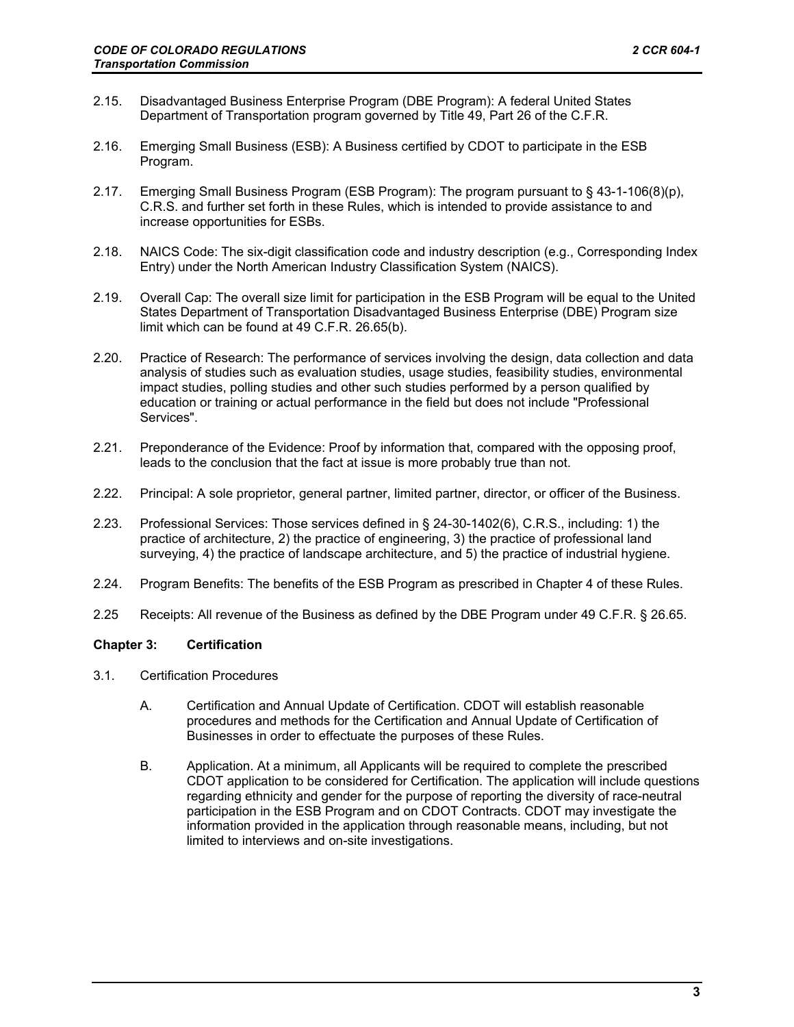2.15. Disadvantaged Business Enterprise Program (DBE Program): A federal United States Department of Transportation program governed by Title 49, Part 26 of the C.F.R.

2.16. Emerging Small Business (ESB): A Business certified by CDOT to participate in the ESB Program.

2.17. Emerging Small Business Program (ESB Program): The program pursuant to § 43-1-106(8)(p), C.R.S. and further set forth in these Rules, which is intended to provide assistance to and increase opportunities for ESBs.

2.18. NAICS Code: The six-digit classification code and industry description (e.g., Corresponding Index Entry) under the North American Industry Classification System (NAICS).

2.19. Overall Cap: The overall size limit for participation in the ESB Program will be equal to the United States Department of Transportation Disadvantaged Business Enterprise (DBE) Program size limit which can be found at 49 C.F.R. 26.65(b).

2.20. Practice of Research: The performance of services involving the design, data collection and data analysis of studies such as evaluation studies, usage studies, feasibility studies, environmental impact studies, polling studies and other such studies performed by a person qualified by education or training or actual performance in the field but does not include "Professional Services".

2.21. Preponderance of the Evidence: Proof by information that, compared with the opposing proof, leads to the conclusion that the fact at issue is more probably true than not.

2.22. Principal: A sole proprietor, general partner, limited partner, director, or officer of the Business.

2.23. Professional Services: Those services defined in § 24-30-1402(6), C.R.S., including: 1) the practice of architecture, 2) the practice of engineering, 3) the practice of professional land surveying, 4) the practice of landscape architecture, and 5) the practice of industrial hygiene.

2.24. Program Benefits: The benefits of the ESB Program as prescribed in Chapter 4 of these Rules.

2.25 Receipts: All revenue of the Business as defined by the DBE Program under 49 C.F.R. § 26.65.

**Chapter 3: Certification**

3.1. Certification Procedures

A. Certification and Annual Update of Certification. CDOT will establish reasonable procedures and methods for the Certification and Annual Update of Certification of Businesses in order to effectuate the purposes of these Rules.

B. Application. At a minimum, all Applicants will be required to complete the prescribed CDOT application to be considered for Certification. The application will include questions regarding ethnicity and gender for the purpose of reporting the diversity of race-neutral participation in the ESB Program and on CDOT Contracts. CDOT may investigate the information provided in the application through reasonable means, including, but not limited to interviews and on-site investigations.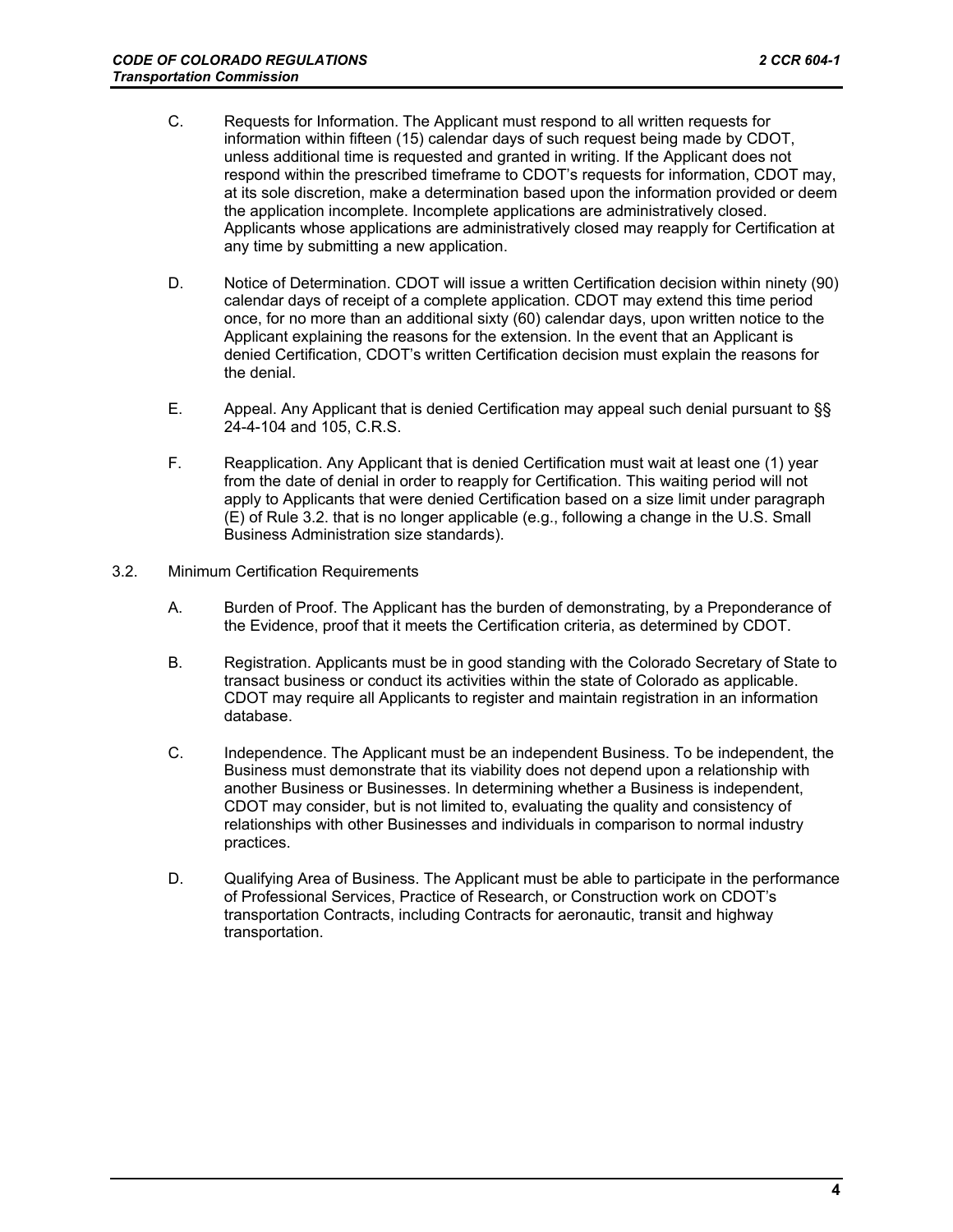C. Requests for Information. The Applicant must respond to all written requests for information within fifteen (15) calendar days of such request being made by CDOT, unless additional time is requested and granted in writing. If the Applicant does not respond within the prescribed timeframe to CDOT's requests for information, CDOT may, at its sole discretion, make a determination based upon the information provided or deem the application incomplete. Incomplete applications are administratively closed. Applicants whose applications are administratively closed may reapply for Certification at any time by submitting a new application.

D. Notice of Determination. CDOT will issue a written Certification decision within ninety (90) calendar days of receipt of a complete application. CDOT may extend this time period once, for no more than an additional sixty (60) calendar days, upon written notice to the Applicant explaining the reasons for the extension. In the event that an Applicant is denied Certification, CDOT's written Certification decision must explain the reasons for the denial.

E. Appeal. Any Applicant that is denied Certification may appeal such denial pursuant to §§ 24-4-104 and 105, C.R.S.

F. Reapplication. Any Applicant that is denied Certification must wait at least one (1) year from the date of denial in order to reapply for Certification. This waiting period will not apply to Applicants that were denied Certification based on a size limit under paragraph (E) of Rule 3.2. that is no longer applicable (e.g., following a change in the U.S. Small Business Administration size standards).

3.2. Minimum Certification Requirements

A. Burden of Proof. The Applicant has the burden of demonstrating, by a Preponderance of the Evidence, proof that it meets the Certification criteria, as determined by CDOT.

B. Registration. Applicants must be in good standing with the Colorado Secretary of State to transact business or conduct its activities within the state of Colorado as applicable. CDOT may require all Applicants to register and maintain registration in an information database.

C. Independence. The Applicant must be an independent Business. To be independent, the Business must demonstrate that its viability does not depend upon a relationship with another Business or Businesses. In determining whether a Business is independent, CDOT may consider, but is not limited to, evaluating the quality and consistency of relationships with other Businesses and individuals in comparison to normal industry practices.

D. Qualifying Area of Business. The Applicant must be able to participate in the performance of Professional Services, Practice of Research, or Construction work on CDOT's transportation Contracts, including Contracts for aeronautic, transit and highway transportation.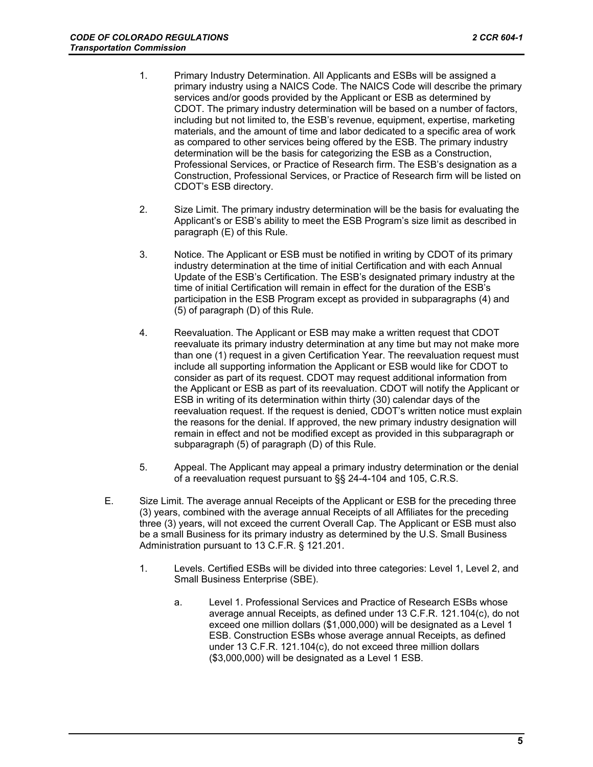1. Primary Industry Determination. All Applicants and ESBs will be assigned a primary industry using a NAICS Code. The NAICS Code will describe the primary services and/or goods provided by the Applicant or ESB as determined by CDOT. The primary industry determination will be based on a number of factors, including but not limited to, the ESB's revenue, equipment, expertise, marketing materials, and the amount of time and labor dedicated to a specific area of work as compared to other services being offered by the ESB. The primary industry determination will be the basis for categorizing the ESB as a Construction, Professional Services, or Practice of Research firm. The ESB's designation as a Construction, Professional Services, or Practice of Research firm will be listed on CDOT's ESB directory.

2. Size Limit. The primary industry determination will be the basis for evaluating the Applicant's or ESB's ability to meet the ESB Program's size limit as described in paragraph (E) of this Rule.

3. Notice. The Applicant or ESB must be notified in writing by CDOT of its primary industry determination at the time of initial Certification and with each Annual Update of the ESB's Certification. The ESB's designated primary industry at the time of initial Certification will remain in effect for the duration of the ESB's participation in the ESB Program except as provided in subparagraphs (4) and (5) of paragraph (D) of this Rule.

4. Reevaluation. The Applicant or ESB may make a written request that CDOT reevaluate its primary industry determination at any time but may not make more than one (1) request in a given Certification Year. The reevaluation request must include all supporting information the Applicant or ESB would like for CDOT to consider as part of its request. CDOT may request additional information from the Applicant or ESB as part of its reevaluation. CDOT will notify the Applicant or ESB in writing of its determination within thirty (30) calendar days of the reevaluation request. If the request is denied, CDOT's written notice must explain the reasons for the denial. If approved, the new primary industry designation will remain in effect and not be modified except as provided in this subparagraph or subparagraph (5) of paragraph (D) of this Rule.

5. Appeal. The Applicant may appeal a primary industry determination or the denial of a reevaluation request pursuant to §§ 24-4-104 and 105, C.R.S.

E. Size Limit. The average annual Receipts of the Applicant or ESB for the preceding three (3) years, combined with the average annual Receipts of all Affiliates for the preceding three (3) years, will not exceed the current Overall Cap. The Applicant or ESB must also be a small Business for its primary industry as determined by the U.S. Small Business Administration pursuant to 13 C.F.R. § 121.201.

   1. Levels. Certified ESBs will be divided into three categories: Level 1, Level 2, and Small Business Enterprise (SBE).

      a. Level 1. Professional Services and Practice of Research ESBs whose average annual Receipts, as defined under 13 C.F.R. 121.104(c), do not exceed one million dollars ($1,000,000) will be designated as a Level 1 ESB. Construction ESBs whose average annual Receipts, as defined under 13 C.F.R. 121.104(c), do not exceed three million dollars ($3,000,000) will be designated as a Level 1 ESB.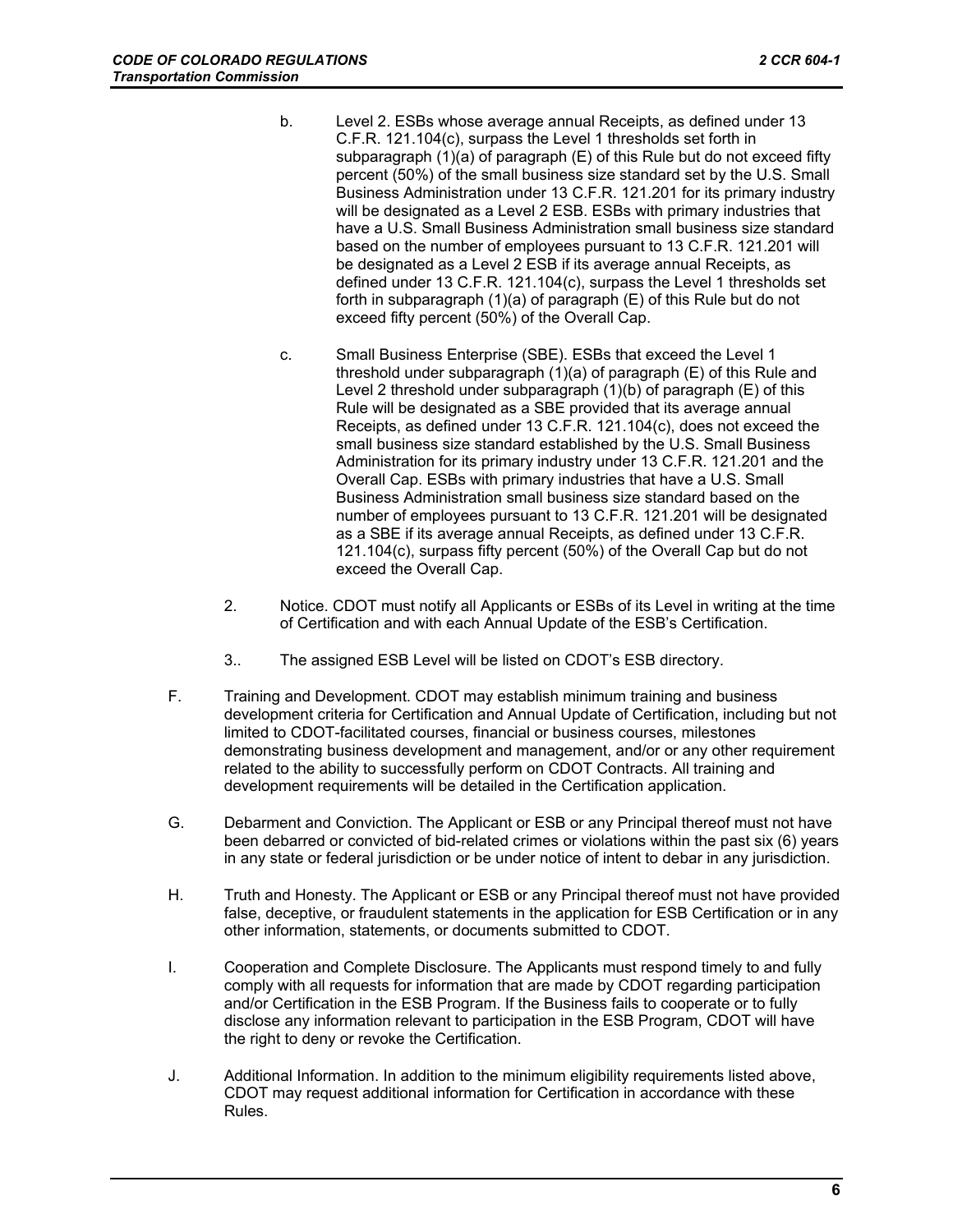b. Level 2. ESBs whose average annual Receipts, as defined under 13 C.F.R. 121.104(c), surpass the Level 1 thresholds set forth in subparagraph (1)(a) of paragraph (E) of this Rule but do not exceed fifty percent (50%) of the small business size standard set by the U.S. Small Business Administration under 13 C.F.R. 121.201 for its primary industry will be designated as a Level 2 ESB. ESBs with primary industries that have a U.S. Small Business Administration small business size standard based on the number of employees pursuant to 13 C.F.R. 121.201 will be designated as a Level 2 ESB if its average annual Receipts, as defined under 13 C.F.R. 121.104(c), surpass the Level 1 thresholds set forth in subparagraph (1)(a) of paragraph (E) of this Rule but do not exceed fifty percent (50%) of the Overall Cap.

c. Small Business Enterprise (SBE). ESBs that exceed the Level 1 threshold under subparagraph (1)(a) of paragraph (E) of this Rule and Level 2 threshold under subparagraph (1)(b) of paragraph (E) of this Rule will be designated as a SBE provided that its average annual Receipts, as defined under 13 C.F.R. 121.104(c), does not exceed the small business size standard established by the U.S. Small Business Administration for its primary industry under 13 C.F.R. 121.201 and the Overall Cap. ESBs with primary industries that have a U.S. Small Business Administration small business size standard based on the number of employees pursuant to 13 C.F.R. 121.201 will be designated as a SBE if its average annual Receipts, as defined under 13 C.F.R. 121.104(c), surpass fifty percent (50%) of the Overall Cap but do not exceed the Overall Cap.

2. Notice. CDOT must notify all Applicants or ESBs of its Level in writing at the time of Certification and with each Annual Update of the ESB's Certification.

3.. The assigned ESB Level will be listed on CDOT's ESB directory.

F. Training and Development. CDOT may establish minimum training and business development criteria for Certification and Annual Update of Certification, including but not limited to CDOT-facilitated courses, financial or business courses, milestones demonstrating business development and management, and/or or any other requirement related to the ability to successfully perform on CDOT Contracts. All training and development requirements will be detailed in the Certification application.

G. Debarment and Conviction. The Applicant or ESB or any Principal thereof must not have been debarred or convicted of bid-related crimes or violations within the past six (6) years in any state or federal jurisdiction or be under notice of intent to debar in any jurisdiction.

H. Truth and Honesty. The Applicant or ESB or any Principal thereof must not have provided false, deceptive, or fraudulent statements in the application for ESB Certification or in any other information, statements, or documents submitted to CDOT.

I. Cooperation and Complete Disclosure. The Applicants must respond timely to and fully comply with all requests for information that are made by CDOT regarding participation and/or Certification in the ESB Program. If the Business fails to cooperate or to fully disclose any information relevant to participation in the ESB Program, CDOT will have the right to deny or revoke the Certification.

J. Additional Information. In addition to the minimum eligibility requirements listed above, CDOT may request additional information for Certification in accordance with these Rules.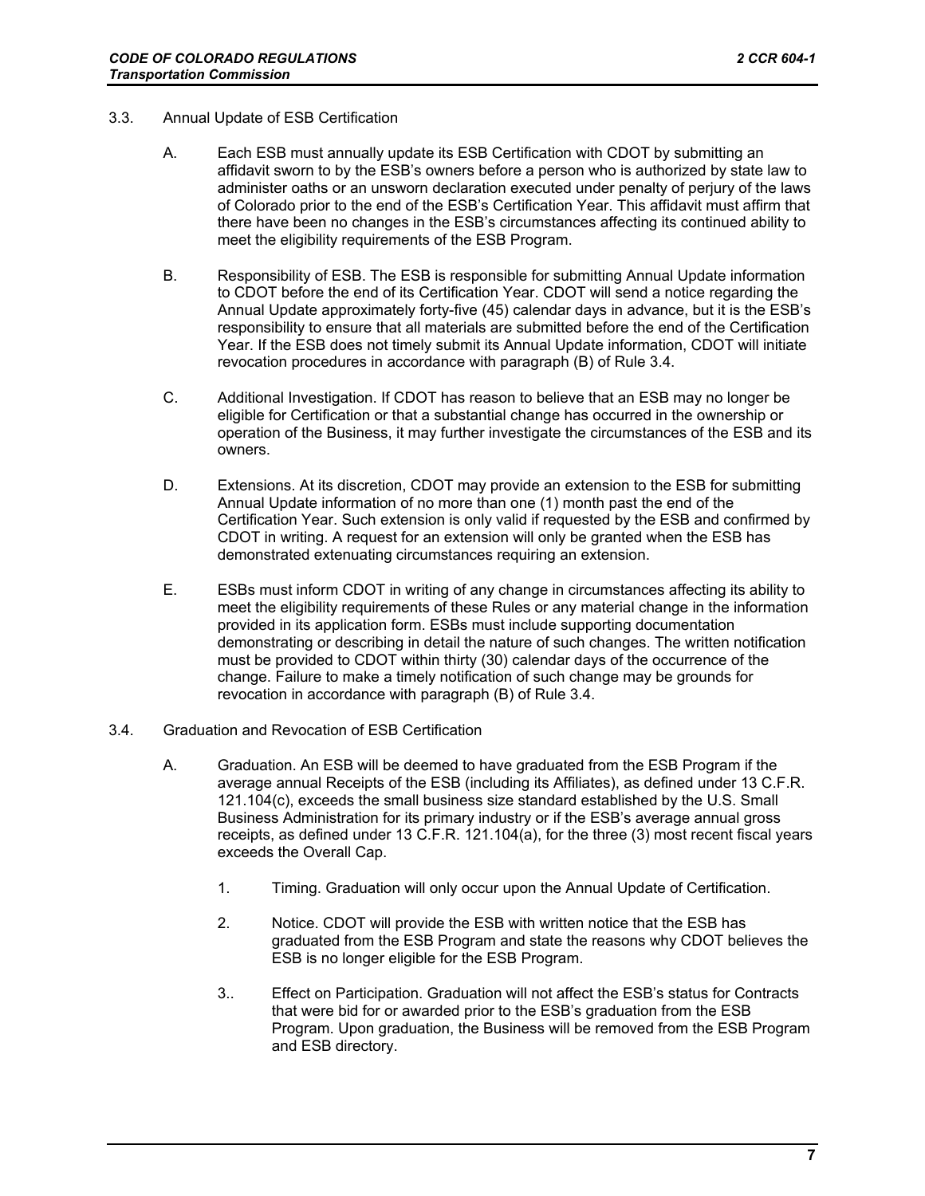3.3. Annual Update of ESB Certification

A. Each ESB must annually update its ESB Certification with CDOT by submitting an affidavit sworn to by the ESB's owners before a person who is authorized by state law to administer oaths or an unsworn declaration executed under penalty of perjury of the laws of Colorado prior to the end of the ESB's Certification Year. This affidavit must affirm that there have been no changes in the ESB's circumstances affecting its continued ability to meet the eligibility requirements of the ESB Program.

B. Responsibility of ESB. The ESB is responsible for submitting Annual Update information to CDOT before the end of its Certification Year. CDOT will send a notice regarding the Annual Update approximately forty-five (45) calendar days in advance, but it is the ESB's responsibility to ensure that all materials are submitted before the end of the Certification Year. If the ESB does not timely submit its Annual Update information, CDOT will initiate revocation procedures in accordance with paragraph (B) of Rule 3.4.

C. Additional Investigation. If CDOT has reason to believe that an ESB may no longer be eligible for Certification or that a substantial change has occurred in the ownership or operation of the Business, it may further investigate the circumstances of the ESB and its owners.

D. Extensions. At its discretion, CDOT may provide an extension to the ESB for submitting Annual Update information of no more than one (1) month past the end of the Certification Year. Such extension is only valid if requested by the ESB and confirmed by CDOT in writing. A request for an extension will only be granted when the ESB has demonstrated extenuating circumstances requiring an extension.

E. ESBs must inform CDOT in writing of any change in circumstances affecting its ability to meet the eligibility requirements of these Rules or any material change in the information provided in its application form. ESBs must include supporting documentation demonstrating or describing in detail the nature of such changes. The written notification must be provided to CDOT within thirty (30) calendar days of the occurrence of the change. Failure to make a timely notification of such change may be grounds for revocation in accordance with paragraph (B) of Rule 3.4.

3.4. Graduation and Revocation of ESB Certification

A. Graduation. An ESB will be deemed to have graduated from the ESB Program if the average annual Receipts of the ESB (including its Affiliates), as defined under 13 C.F.R. 121.104(c), exceeds the small business size standard established by the U.S. Small Business Administration for its primary industry or if the ESB's average annual gross receipts, as defined under 13 C.F.R. 121.104(a), for the three (3) most recent fiscal years exceeds the Overall Cap.

1. Timing. Graduation will only occur upon the Annual Update of Certification.

2. Notice. CDOT will provide the ESB with written notice that the ESB has graduated from the ESB Program and state the reasons why CDOT believes the ESB is no longer eligible for the ESB Program.

3.. Effect on Participation. Graduation will not affect the ESB's status for Contracts that were bid for or awarded prior to the ESB's graduation from the ESB Program. Upon graduation, the Business will be removed from the ESB Program and ESB directory.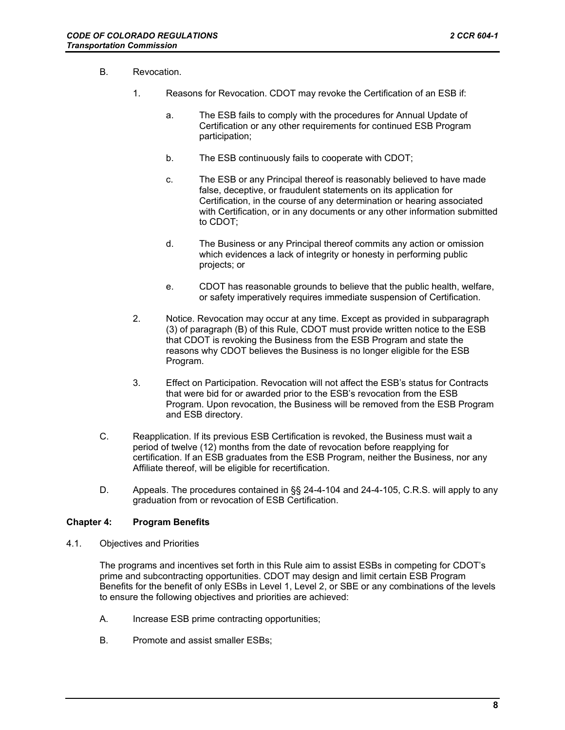B. Revocation.

1. Reasons for Revocation. CDOT may revoke the Certification of an ESB if:

   a. The ESB fails to comply with the procedures for Annual Update of Certification or any other requirements for continued ESB Program participation;

   b. The ESB continuously fails to cooperate with CDOT;

   c. The ESB or any Principal thereof is reasonably believed to have made false, deceptive, or fraudulent statements on its application for Certification, in the course of any determination or hearing associated with Certification, or in any documents or any other information submitted to CDOT;

   d. The Business or any Principal thereof commits any action or omission which evidences a lack of integrity or honesty in performing public projects; or

   e. CDOT has reasonable grounds to believe that the public health, welfare, or safety imperatively requires immediate suspension of Certification.

2. Notice. Revocation may occur at any time. Except as provided in subparagraph (3) of paragraph (B) of this Rule, CDOT must provide written notice to the ESB that CDOT is revoking the Business from the ESB Program and state the reasons why CDOT believes the Business is no longer eligible for the ESB Program.

3. Effect on Participation. Revocation will not affect the ESB's status for Contracts that were bid for or awarded prior to the ESB's revocation from the ESB Program. Upon revocation, the Business will be removed from the ESB Program and ESB directory.

C. Reapplication. If its previous ESB Certification is revoked, the Business must wait a period of twelve (12) months from the date of revocation before reapplying for certification. If an ESB graduates from the ESB Program, neither the Business, nor any Affiliate thereof, will be eligible for recertification.

D. Appeals. The procedures contained in §§ 24-4-104 and 24-4-105, C.R.S. will apply to any graduation from or revocation of ESB Certification.

## Chapter 4: Program Benefits

### 4.1. Objectives and Priorities

The programs and incentives set forth in this Rule aim to assist ESBs in competing for CDOT's prime and subcontracting opportunities. CDOT may design and limit certain ESB Program Benefits for the benefit of only ESBs in Level 1, Level 2, or SBE or any combinations of the levels to ensure the following objectives and priorities are achieved:

A. Increase ESB prime contracting opportunities;

B. Promote and assist smaller ESBs;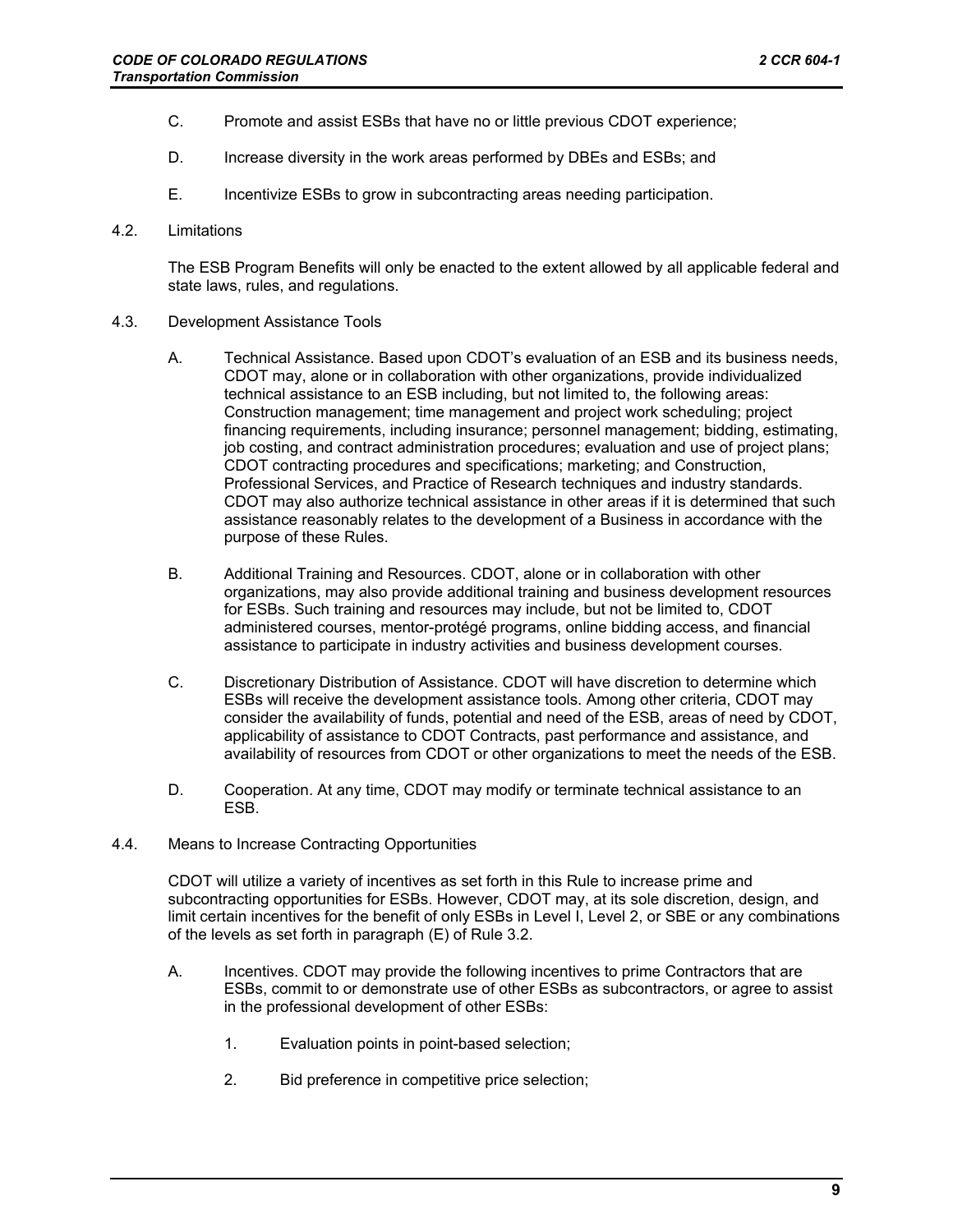C. Promote and assist ESBs that have no or little previous CDOT experience;

D. Increase diversity in the work areas performed by DBEs and ESBs; and

E. Incentivize ESBs to grow in subcontracting areas needing participation.

4.2. Limitations

The ESB Program Benefits will only be enacted to the extent allowed by all applicable federal and state laws, rules, and regulations.

4.3. Development Assistance Tools

A. Technical Assistance. Based upon CDOT's evaluation of an ESB and its business needs, CDOT may, alone or in collaboration with other organizations, provide individualized technical assistance to an ESB including, but not limited to, the following areas: Construction management; time management and project work scheduling; project financing requirements, including insurance; personnel management; bidding, estimating, job costing, and contract administration procedures; evaluation and use of project plans; CDOT contracting procedures and specifications; marketing; and Construction, Professional Services, and Practice of Research techniques and industry standards. CDOT may also authorize technical assistance in other areas if it is determined that such assistance reasonably relates to the development of a Business in accordance with the purpose of these Rules.

B. Additional Training and Resources. CDOT, alone or in collaboration with other organizations, may also provide additional training and business development resources for ESBs. Such training and resources may include, but not be limited to, CDOT administered courses, mentor-protégé programs, online bidding access, and financial assistance to participate in industry activities and business development courses.

C. Discretionary Distribution of Assistance. CDOT will have discretion to determine which ESBs will receive the development assistance tools. Among other criteria, CDOT may consider the availability of funds, potential and need of the ESB, areas of need by CDOT, applicability of assistance to CDOT Contracts, past performance and assistance, and availability of resources from CDOT or other organizations to meet the needs of the ESB.

D. Cooperation. At any time, CDOT may modify or terminate technical assistance to an ESB.

4.4. Means to Increase Contracting Opportunities

CDOT will utilize a variety of incentives as set forth in this Rule to increase prime and subcontracting opportunities for ESBs. However, CDOT may, at its sole discretion, design, and limit certain incentives for the benefit of only ESBs in Level I, Level 2, or SBE or any combinations of the levels as set forth in paragraph (E) of Rule 3.2.

A. Incentives. CDOT may provide the following incentives to prime Contractors that are ESBs, commit to or demonstrate use of other ESBs as subcontractors, or agree to assist in the professional development of other ESBs:

1. Evaluation points in point-based selection;

2. Bid preference in competitive price selection;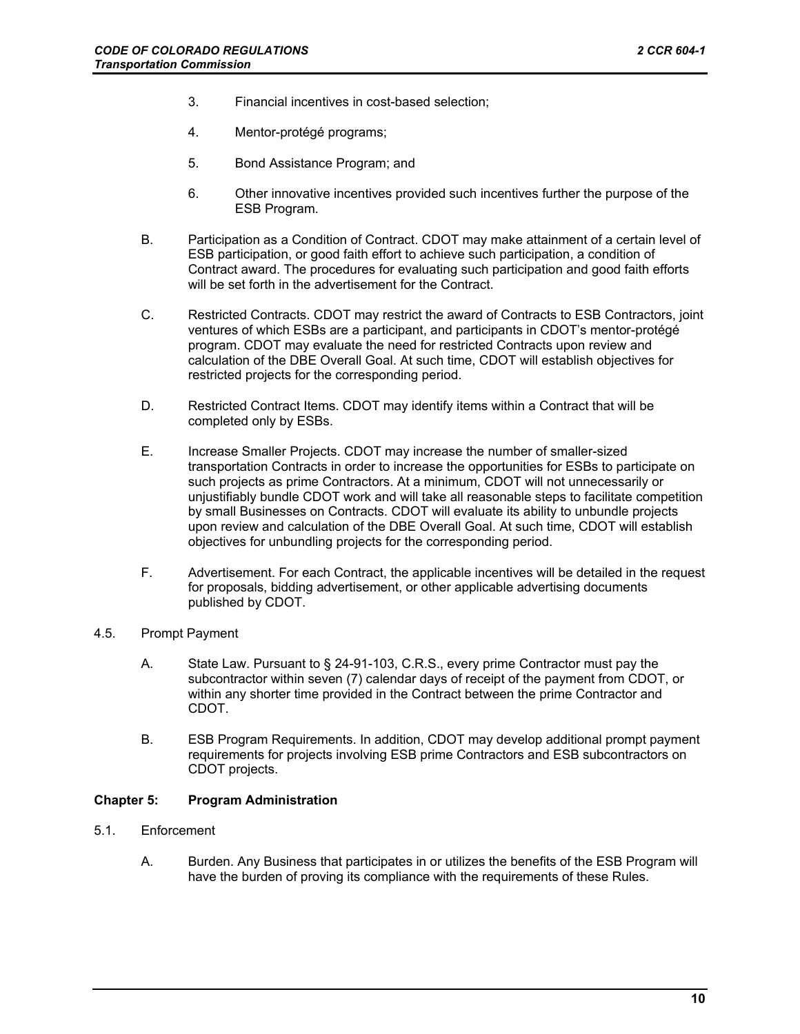3. Financial incentives in cost-based selection;

4. Mentor-protégé programs;

5. Bond Assistance Program; and

6. Other innovative incentives provided such incentives further the purpose of the ESB Program.

B. Participation as a Condition of Contract. CDOT may make attainment of a certain level of ESB participation, or good faith effort to achieve such participation, a condition of Contract award. The procedures for evaluating such participation and good faith efforts will be set forth in the advertisement for the Contract.

C. Restricted Contracts. CDOT may restrict the award of Contracts to ESB Contractors, joint ventures of which ESBs are a participant, and participants in CDOT's mentor-protégé program. CDOT may evaluate the need for restricted Contracts upon review and calculation of the DBE Overall Goal. At such time, CDOT will establish objectives for restricted projects for the corresponding period.

D. Restricted Contract Items. CDOT may identify items within a Contract that will be completed only by ESBs.

E. Increase Smaller Projects. CDOT may increase the number of smaller-sized transportation Contracts in order to increase the opportunities for ESBs to participate on such projects as prime Contractors. At a minimum, CDOT will not unnecessarily or unjustifiably bundle CDOT work and will take all reasonable steps to facilitate competition by small Businesses on Contracts. CDOT will evaluate its ability to unbundle projects upon review and calculation of the DBE Overall Goal. At such time, CDOT will establish objectives for unbundling projects for the corresponding period.

F. Advertisement. For each Contract, the applicable incentives will be detailed in the request for proposals, bidding advertisement, or other applicable advertising documents published by CDOT.

4.5. Prompt Payment

A. State Law. Pursuant to § 24-91-103, C.R.S., every prime Contractor must pay the subcontractor within seven (7) calendar days of receipt of the payment from CDOT, or within any shorter time provided in the Contract between the prime Contractor and CDOT.

B. ESB Program Requirements. In addition, CDOT may develop additional prompt payment requirements for projects involving ESB prime Contractors and ESB subcontractors on CDOT projects.

## Chapter 5: Program Administration

5.1. Enforcement

A. Burden. Any Business that participates in or utilizes the benefits of the ESB Program will have the burden of proving its compliance with the requirements of these Rules.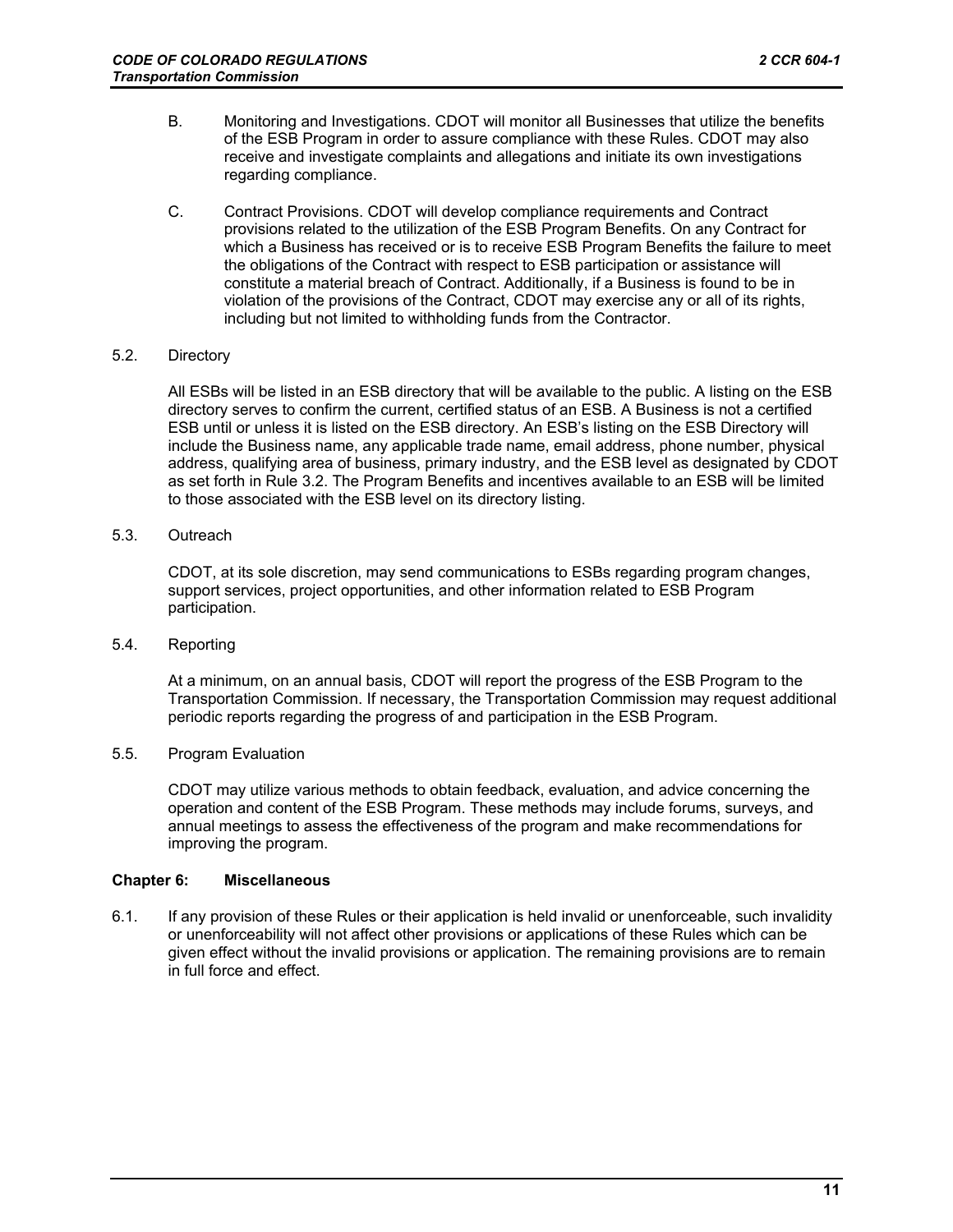B. Monitoring and Investigations. CDOT will monitor all Businesses that utilize the benefits of the ESB Program in order to assure compliance with these Rules. CDOT may also receive and investigate complaints and allegations and initiate its own investigations regarding compliance.

C. Contract Provisions. CDOT will develop compliance requirements and Contract provisions related to the utilization of the ESB Program Benefits. On any Contract for which a Business has received or is to receive ESB Program Benefits the failure to meet the obligations of the Contract with respect to ESB participation or assistance will constitute a material breach of Contract. Additionally, if a Business is found to be in violation of the provisions of the Contract, CDOT may exercise any or all of its rights, including but not limited to withholding funds from the Contractor.

5.2. Directory

All ESBs will be listed in an ESB directory that will be available to the public. A listing on the ESB directory serves to confirm the current, certified status of an ESB. A Business is not a certified ESB until or unless it is listed on the ESB directory. An ESB's listing on the ESB Directory will include the Business name, any applicable trade name, email address, phone number, physical address, qualifying area of business, primary industry, and the ESB level as designated by CDOT as set forth in Rule 3.2. The Program Benefits and incentives available to an ESB will be limited to those associated with the ESB level on its directory listing.

5.3. Outreach

CDOT, at its sole discretion, may send communications to ESBs regarding program changes, support services, project opportunities, and other information related to ESB Program participation.

5.4. Reporting

At a minimum, on an annual basis, CDOT will report the progress of the ESB Program to the Transportation Commission. If necessary, the Transportation Commission may request additional periodic reports regarding the progress of and participation in the ESB Program.

5.5. Program Evaluation

CDOT may utilize various methods to obtain feedback, evaluation, and advice concerning the operation and content of the ESB Program. These methods may include forums, surveys, and annual meetings to assess the effectiveness of the program and make recommendations for improving the program.

## Chapter 6: Miscellaneous

6.1. If any provision of these Rules or their application is held invalid or unenforceable, such invalidity or unenforceability will not affect other provisions or applications of these Rules which can be given effect without the invalid provisions or application. The remaining provisions are to remain in full force and effect.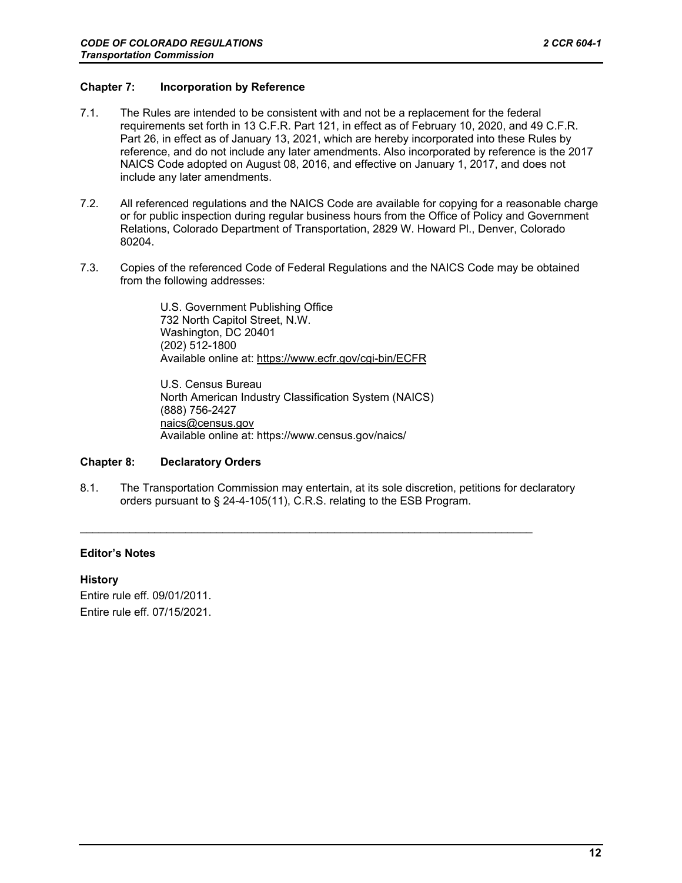## Chapter 7: Incorporation by Reference

7.1. The Rules are intended to be consistent with and not be a replacement for the federal requirements set forth in 13 C.F.R. Part 121, in effect as of February 10, 2020, and 49 C.F.R. Part 26, in effect as of January 13, 2021, which are hereby incorporated into these Rules by reference, and do not include any later amendments. Also incorporated by reference is the 2017 NAICS Code adopted on August 08, 2016, and effective on January 1, 2017, and does not include any later amendments.

7.2. All referenced regulations and the NAICS Code are available for copying for a reasonable charge or for public inspection during regular business hours from the Office of Policy and Government Relations, Colorado Department of Transportation, 2829 W. Howard Pl., Denver, Colorado 80204.

7.3. Copies of the referenced Code of Federal Regulations and the NAICS Code may be obtained from the following addresses:

U.S. Government Publishing Office
732 North Capitol Street, N.W.
Washington, DC 20401
(202) 512-1800
Available online at: https://www.ecfr.gov/cgi-bin/ECFR

U.S. Census Bureau
North American Industry Classification System (NAICS)
(888) 756-2427
naics@census.gov
Available online at: https://www.census.gov/naics/

## Chapter 8: Declaratory Orders

8.1. The Transportation Commission may entertain, at its sole discretion, petitions for declaratory orders pursuant to § 24-4-105(11), C.R.S. relating to the ESB Program.

---

**Editor's Notes**

**History**

Entire rule eff. 09/01/2011.
Entire rule eff. 07/15/2021.